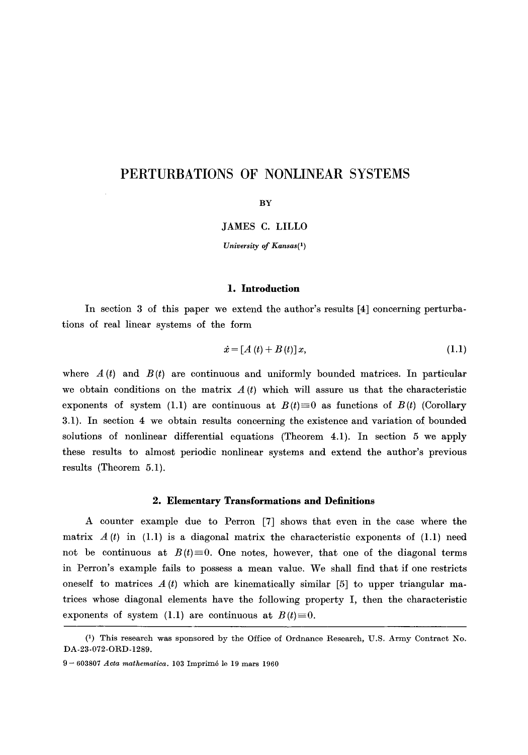# PERTURBATIONS OF NONLINEAR SYSTEMS

BY

JAMES C. LILLO

*University of Kansas*[1]

## 1. Introduction

In section 3 of this paper we extend the author's results [4] concerning perturbations of real linear systems of the form

$$\dot{x} = [A(t) + B(t)]x, \tag{1.1}$$

where $A(t)$ and $B(t)$ are continuous and uniformly bounded matrices. In particular we obtain conditions on the matrix $A(t)$ which will assure us that the characteristic exponents of system (1.1) are continuous at $B(t) \equiv 0$ as functions of $B(t)$ (Corollary 3.1). In section 4 we obtain results concerning the existence and variation of bounded solutions of nonlinear differential equations (Theorem 4.1). In section 5 we apply these results to almost periodic nonlinear systems and extend the author's previous results (Theorem 5.1).

## 2. Elementary Transformations and Definitions

A counter example due to Perron [7] shows that even in the case where the matrix $A(t)$ in (1.1) is a diagonal matrix the characteristic exponents of (1.1) need not be continuous at $B(t) \equiv 0$. One notes, however, that one of the diagonal terms in Perron's example fails to possess a mean value. We shall find that if one restricts oneself to matrices $A(t)$ which are kinematically similar [5] to upper triangular matrices whose diagonal elements have the following property I, then the characteristic exponents of system (1.1) are continuous at $B(t) \equiv 0$.

---

[1] This research was sponsored by the Office of Ordnance Research, U.S. Army Contract No. DA-23-072-ORD-1289.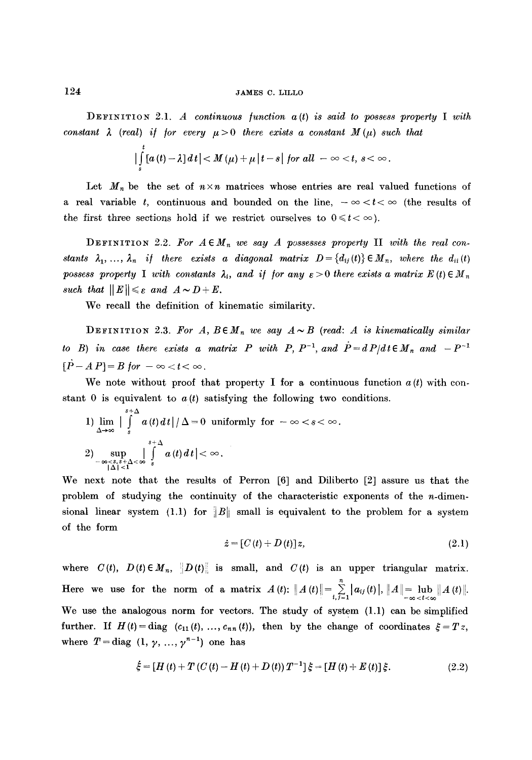**Definition 2.1.** *A continuous function $a(t)$ is said to possess property* I *with constant $\lambda$ (real) if for every $\mu > 0$ there exists a constant $M(\mu)$ such that*

$$\left| \int_s^t [a(t) - \lambda]\, dt \right| < M(\mu) + \mu |t - s| \text{ for all } -\infty < t, s < \infty.$$

Let $M_n$ be the set of $n \times n$ matrices whose entries are real valued functions of a real variable $t$, continuous and bounded on the line, $-\infty < t < \infty$ (the results of the first three sections hold if we restrict ourselves to $0 \leq t < \infty$).

**Definition 2.2.** *For $A \in M_n$ we say $A$ possesses property* II *with the real constants $\lambda_1, \ldots, \lambda_n$ if there exists a diagonal matrix $D = \{d_{ij}(t)\} \in M_n$, where the $d_{ii}(t)$ possess property* I *with constants $\lambda_i$, and if for any $\varepsilon > 0$ there exists a matrix $E(t) \in M_n$ such that $\|E\| \leq \varepsilon$ and $A \sim D + E$.*

We recall the definition of kinematic similarity.

**Definition 2.3.** *For $A, B \in M_n$ we say $A \sim B$ (read: $A$ is kinematically similar to $B$) in case there exists a matrix $P$ with $P$, $P^{-1}$, and $\dot{P} = dP/dt \in M_n$ and $-P^{-1}[\dot{P} - AP] = B$ for $-\infty < t < \infty$.*

We note without proof that property I for a continuous function $a(t)$ with constant 0 is equivalent to $a(t)$ satisfying the following two conditions.

1) $\lim\limits_{\Delta \to \infty} \left| \int_s^{s+\Delta} a(t)\, dt \right| / \Delta = 0$ uniformly for $-\infty < s < \infty$.

2) $\sup\limits_{\substack{-\infty < s, s+\Delta < \infty \\ |\Delta| < 1}} \left| \int_s^{s+\Delta} a(t)\, dt \right| < \infty.$

We next note that the results of Perron [6] and Diliberto [2] assure us that the problem of studying the continuity of the characteristic exponents of the $n$-dimensional linear system (1.1) for $\|B\|$ small is equivalent to the problem for a system of the form

$$\dot{z} = [C(t) + D(t)]z, \tag{2.1}$$

where $C(t)$, $D(t) \in M_n$, $\|D(t)\|$ is small, and $C(t)$ is an upper triangular matrix. Here we use for the norm of a matrix $A(t)$: $\|A(t)\| = \sum_{i,j=1}^{n} |a_{ij}(t)|$, $\|A\| = \operatorname{lub}_{-\infty < t < \infty} \|A(t)\|$. We use the analogous norm for vectors. The study of system (1.1) can be simplified further. If $H(t) = \operatorname{diag}(c_{11}(t), \ldots, c_{nn}(t))$, then by the change of coordinates $\xi = Tz$, where $T = \operatorname{diag}(1, \gamma, \ldots, \gamma^{n-1})$ one has

$$\dot{\xi} = [H(t) + T(C(t) - H(t) + D(t))T^{-1}]\xi = [H(t) + E(t)]\xi. \tag{2.2}$$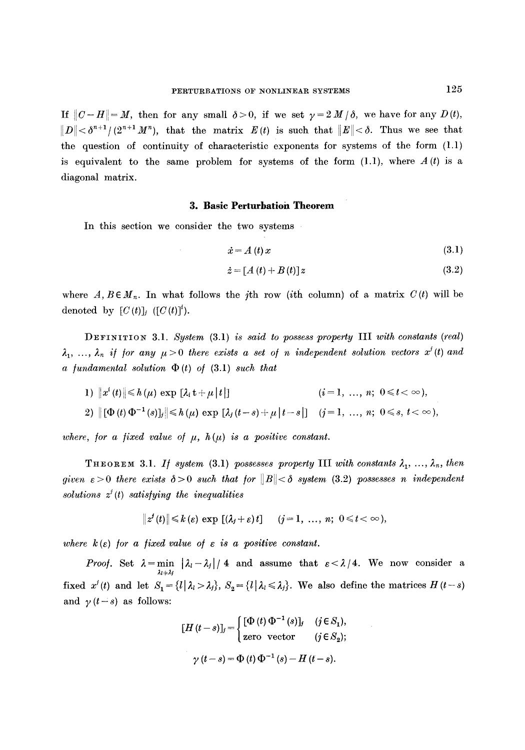If $\|C-H\|=M$, then for any small $\delta>0$, if we set $\gamma=2M/\delta$, we have for any $D(t)$, $\|D\|<\delta^{n+1}/(2^{n+1}M^n)$, that the matrix $E(t)$ is such that $\|E\|<\delta$. Thus we see that the question of continuity of characteristic exponents for systems of the form (1.1) is equivalent to the same problem for systems of the form (1.1), where $A(t)$ is a diagonal matrix.

### 3. Basic Perturbation Theorem

In this section we consider the two systems

$$\dot{x}=A(t)x \tag{3.1}$$

$$\dot{z}=[A(t)+B(t)]z \tag{3.2}$$

where $A, B \in M_n$. In what follows the $j$th row ($i$th column) of a matrix $C(t)$ will be denoted by $[C(t)]_j$ ($[C(t)]^i$).

**Definition 3.1.** *System (3.1) is said to possess property* III *with constants (real)* $\lambda_1, \ldots, \lambda_n$ *if for any* $\mu>0$ *there exists a set of* $n$ *independent solution vectors* $x^i(t)$ *and a fundamental solution* $\Phi(t)$ *of (3.1) such that*

1) $\|x^i(t)\| \leqslant h(\mu)\exp[\lambda_i t+\mu|t|] \qquad (i=1, \ldots, n;\ 0\leqslant t<\infty),$

2) $\|[\Phi(t)\Phi^{-1}(s)]_j\| \leqslant h(\mu)\exp[\lambda_j(t-s)+\mu|t-s|] \quad (j=1, \ldots, n;\ 0\leqslant s,\ t<\infty),$

*where, for a fixed value of* $\mu$, $h(\mu)$ *is a positive constant.*

**Theorem 3.1.** *If system (3.1) possesses property* III *with constants* $\lambda_1, \ldots, \lambda_n$, *then given* $\varepsilon>0$ *there exists* $\delta>0$ *such that for* $\|B\|<\delta$ *system (3.2) possesses* $n$ *independent solutions* $z^j(t)$ *satisfying the inequalities*

$$\|z^j(t)\| \leqslant k(\varepsilon)\exp[(\lambda_j+\varepsilon)t] \qquad (j=1, \ldots, n;\ 0\leqslant t<\infty),$$

*where* $k(\varepsilon)$ *for a fixed value of* $\varepsilon$ *is a positive constant.*

*Proof.* Set $\lambda=\min\limits_{\lambda_i\neq\lambda_j}|\lambda_i-\lambda_j|/4$ and assume that $\varepsilon<\lambda/4$. We now consider a fixed $x^j(t)$ and let $S_1=\{l\,|\,\lambda_l>\lambda_j\}$, $S_2=\{l\,|\,\lambda_l\leqslant\lambda_j\}$. We also define the matrices $H(t-s)$ and $\gamma(t-s)$ as follows:

$$[H(t-s)]_j=\begin{cases}[\Phi(t)\Phi^{-1}(s)]_j & (j\in S_1),\\ \text{zero vector} & (j\in S_2);\end{cases}$$

$$\gamma(t-s)=\Phi(t)\Phi^{-1}(s)-H(t-s).$$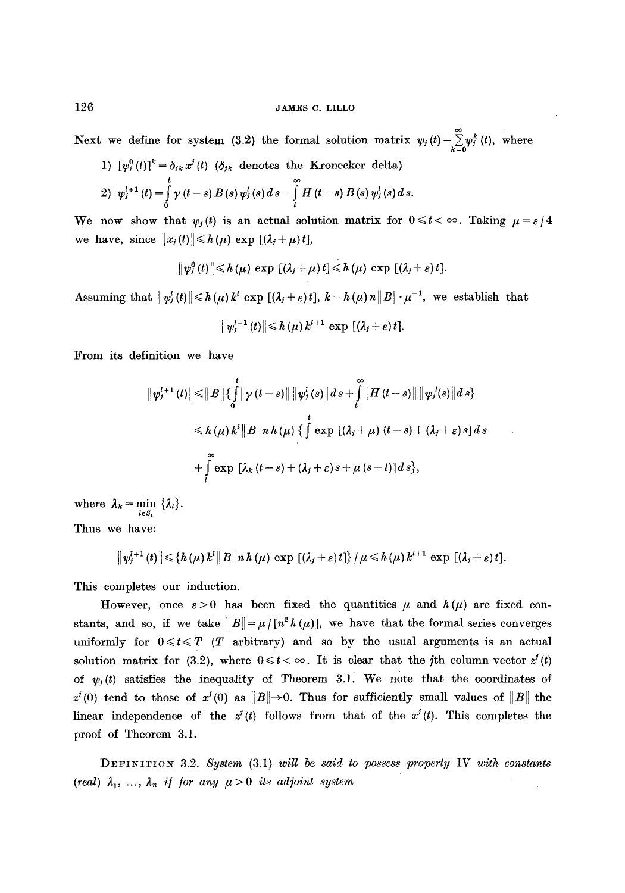Next we define for system (3.2) the formal solution matrix $\psi_j(t) = \sum_{k=0}^{\infty} \psi_j^k(t)$, where

1) $[\psi_j^0(t)]^k = \delta_{jk} x^j(t)$ ($\delta_{jk}$ denotes the Kronecker delta)

2) $\psi_j^{l+1}(t) = \int_0^t \gamma(t-s) B(s) \psi_j^l(s)\, ds - \int_t^{\infty} H(t-s) B(s) \psi_j^l(s)\, ds.$

We now show that $\psi_j(t)$ is an actual solution matrix for $0 \leqslant t < \infty$. Taking $\mu = \varepsilon/4$ we have, since $\|x_j(t)\| \leqslant h(\mu) \exp[(\lambda_j + \mu) t]$,

$$\|\psi_j^0(t)\| \leqslant h(\mu) \exp[(\lambda_j + \mu) t] \leqslant h(\mu) \exp[(\lambda_j + \varepsilon) t].$$

Assuming that $\|\psi_j^l(t)\| \leqslant h(\mu) k^l \exp[(\lambda_j + \varepsilon) t]$, $k = h(\mu) n \|B\| \cdot \mu^{-1}$, we establish that

$$\|\psi_j^{l+1}(t)\| \leqslant h(\mu) k^{l+1} \exp[(\lambda_j + \varepsilon) t].$$

From its definition we have

$$\|\psi_j^{l+1}(t)\| \leqslant \|B\| \{ \int_0^t \|\gamma(t-s)\| \, \|\psi_j^l(s)\| \, ds + \int_t^{\infty} \|H(t-s)\| \, \|\psi_j^l(s)\| \, ds \}$$

$$\leqslant h(\mu) k^l \|B\| n h(\mu) \{ \int_0^t \exp[(\lambda_j + \mu)(t-s) + (\lambda_j + \varepsilon) s] \, ds$$

$$+ \int_t^{\infty} \exp[\lambda_k (t-s) + (\lambda_j + \varepsilon) s + \mu (s-t)] \, ds \},$$

where $\lambda_k = \min_{l \in S_1} \{\lambda_l\}$.

Thus we have:

$$\|\psi_j^{l+1}(t)\| \leqslant \{ h(\mu) k^l \|B\| n h(\mu) \exp[(\lambda_j + \varepsilon) t] \} / \mu \leqslant h(\mu) k^{l+1} \exp[(\lambda_j + \varepsilon) t].$$

This completes our induction.

However, once $\varepsilon > 0$ has been fixed the quantities $\mu$ and $h(\mu)$ are fixed constants, and so, if we take $\|B\| = \mu / [n^2 h(\mu)]$, we have that the formal series converges uniformly for $0 \leqslant t \leqslant T$ ($T$ arbitrary) and so by the usual arguments is an actual solution matrix for (3.2), where $0 \leqslant t < \infty$. It is clear that the $j$th column vector $z^j(t)$ of $\psi_j(t)$ satisfies the inequality of Theorem 3.1. We note that the coordinates of $z^j(0)$ tend to those of $x^j(0)$ as $\|B\| \to 0$. Thus for sufficiently small values of $\|B\|$ the linear independence of the $z^j(t)$ follows from that of the $x^j(t)$. This completes the proof of Theorem 3.1.

DEFINITION 3.2. *System* (3.1) *will be said to possess property* IV *with constants (real)* $\lambda_1, \ldots, \lambda_n$ *if for any* $\mu > 0$ *its adjoint system*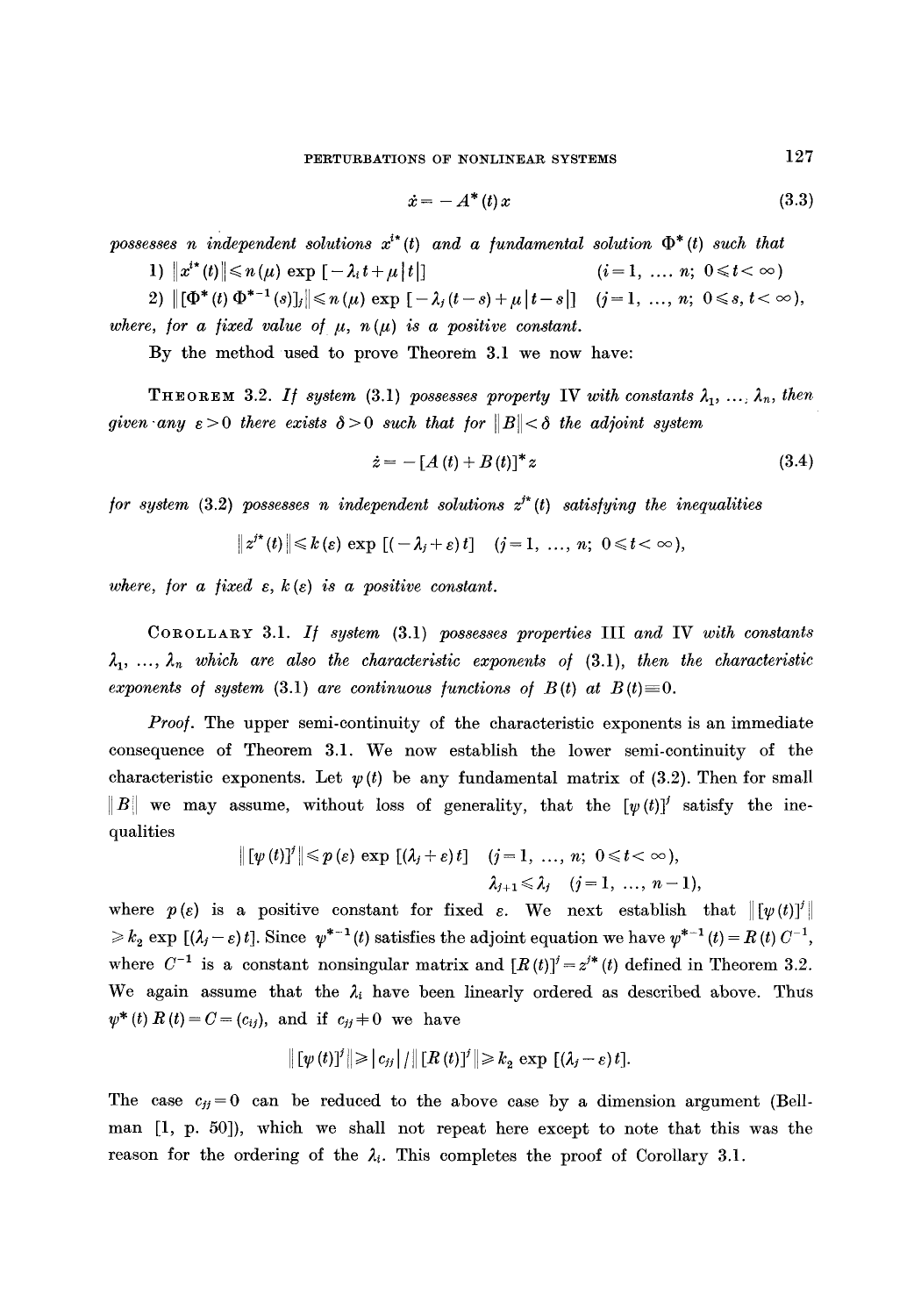$$\dot{x} = -A^*(t)x \tag{3.3}$$

*possesses n independent solutions* $x^{i*}(t)$ *and a fundamental solution* $\Phi^*(t)$ *such that*

1) $\|x^{i*}(t)\| \leqslant n(\mu) \exp[-\lambda_i t + \mu|t|]$ $\quad (i = 1, \ldots, n;\ 0 \leqslant t < \infty)$

2) $\|[\Phi^*(t)\Phi^{*-1}(s)]_j\| \leqslant n(\mu) \exp[-\lambda_j(t-s) + \mu|t-s|]$ $\quad (j = 1, \ldots, n;\ 0 \leqslant s, t < \infty)$,

*where, for a fixed value of* $\mu$, $n(\mu)$ *is a positive constant.*

By the method used to prove Theorem 3.1 we now have:

**Theorem 3.2.** *If system* (3.1) *possesses property* IV *with constants* $\lambda_1, \ldots, \lambda_n$, *then given any* $\varepsilon > 0$ *there exists* $\delta > 0$ *such that for* $\|B\| < \delta$ *the adjoint system*

$$\dot{z} = -[A(t) + B(t)]^* z \tag{3.4}$$

*for system* (3.2) *possesses n independent solutions* $z^{j*}(t)$ *satisfying the inequalities*

$$\|z^{j*}(t)\| \leqslant k(\varepsilon) \exp[(-\lambda_j + \varepsilon)t] \quad (j = 1, \ldots, n;\ 0 \leqslant t < \infty),$$

*where, for a fixed* $\varepsilon$, $k(\varepsilon)$ *is a positive constant.*

**Corollary 3.1.** *If system* (3.1) *possesses properties* III *and* IV *with constants* $\lambda_1, \ldots, \lambda_n$ *which are also the characteristic exponents of* (3.1), *then the characteristic exponents of system* (3.1) *are continuous functions of* $B(t)$ *at* $B(t) \equiv 0$.

*Proof.* The upper semi-continuity of the characteristic exponents is an immediate consequence of Theorem 3.1. We now establish the lower semi-continuity of the characteristic exponents. Let $\psi(t)$ be any fundamental matrix of (3.2). Then for small $\|B\|$ we may assume, without loss of generality, that the $[\psi(t)]^j$ satisfy the inequalities

$$\|[\psi(t)]^j\| \leqslant p(\varepsilon) \exp[(\lambda_j + \varepsilon)t] \quad (j = 1, \ldots, n;\ 0 \leqslant t < \infty),$$

$$\lambda_{j+1} \leqslant \lambda_j \quad (j = 1, \ldots, n-1),$$

where $p(\varepsilon)$ is a positive constant for fixed $\varepsilon$. We next establish that $\|[\psi(t)]^j\| \geqslant k_2 \exp[(\lambda_j - \varepsilon)t]$. Since $\psi^{*-1}(t)$ satisfies the adjoint equation we have $\psi^{*-1}(t) = R(t)C^{-1}$, where $C^{-1}$ is a constant nonsingular matrix and $[R(t)]^j = z^{j*}(t)$ defined in Theorem 3.2. We again assume that the $\lambda_i$ have been linearly ordered as described above. Thus $\psi^*(t)R(t) = C = (c_{ij})$, and if $c_{jj} \neq 0$ we have

$$\|[\psi(t)]^j\| \geqslant |c_{jj}| / \|[R(t)]^j\| \geqslant k_2 \exp[(\lambda_j - \varepsilon)t].$$

The case $c_{jj} = 0$ can be reduced to the above case by a dimension argument (Bellman [1, p. 50]), which we shall not repeat here except to note that this was the reason for the ordering of the $\lambda_i$. This completes the proof of Corollary 3.1.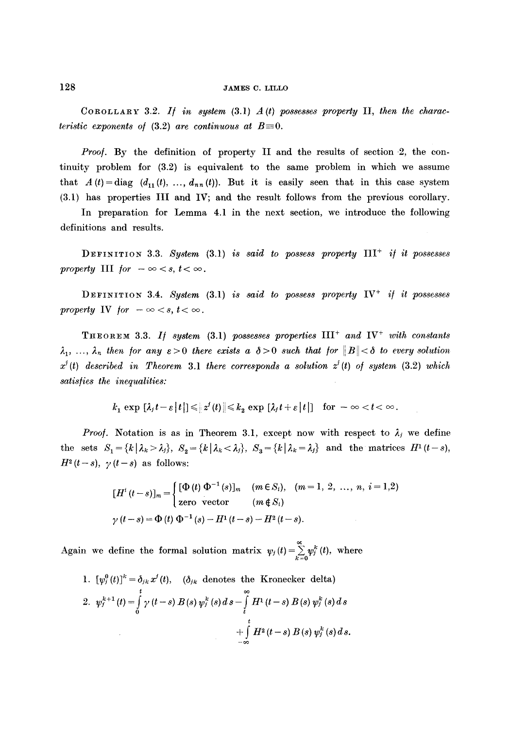**Corollary 3.2.** *If in system (3.1) $A(t)$ possesses property* II, *then the characteristic exponents of* (3.2) *are continuous at $B \equiv 0$.*

*Proof.* By the definition of property II and the results of section 2, the continuity problem for (3.2) is equivalent to the same problem in which we assume that $A(t) = \text{diag}\,(d_{11}(t), \ldots, d_{nn}(t))$. But it is easily seen that in this case system (3.1) has properties III and IV; and the result follows from the previous corollary.

In preparation for Lemma 4.1 in the next section, we introduce the following definitions and results.

**Definition 3.3.** *System* (3.1) *is said to possess property* III$^+$ *if it possesses property* III *for $-\infty < s, t < \infty$.*

**Definition 3.4.** *System* (3.1) *is said to possess property* IV$^+$ *if it possesses property* IV *for $-\infty < s, t < \infty$.*

**Theorem 3.3.** *If system* (3.1) *possesses properties* III$^+$ *and* IV$^+$ *with constants $\lambda_1, \ldots, \lambda_n$ then for any $\varepsilon > 0$ there exists a $\delta > 0$ such that for $\|B\| < \delta$ to every solution $x^j(t)$ described in Theorem 3.1 there corresponds a solution $z^j(t)$ of system* (3.2) *which satisfies the inequalities:*

$$k_1 \exp\,[\lambda_j t - \varepsilon |t|] \leqslant \|z^j(t)\| \leqslant k_2 \exp\,[\lambda_j t + \varepsilon |t|] \quad \text{for } -\infty < t < \infty.$$

*Proof.* Notation is as in Theorem 3.1, except now with respect to $\lambda_j$ we define the sets $S_1 = \{k \mid \lambda_k > \lambda_j\}$, $S_2 = \{k \mid \lambda_k < \lambda_j\}$, $S_3 = \{k \mid \lambda_k = \lambda_j\}$ and the matrices $H^1(t-s)$, $H^2(t-s)$, $\gamma(t-s)$ as follows:

$$[H^i(t-s)]_m = \begin{cases} [\Phi(t)\,\Phi^{-1}(s)]_m & (m \in S_i), \\ \text{zero vector} & (m \notin S_i) \end{cases} \quad (m = 1, 2, \ldots, n,\ i = 1,2)$$

$$\gamma(t-s) = \Phi(t)\,\Phi^{-1}(s) - H^1(t-s) - H^2(t-s).$$

Again we define the formal solution matrix $\psi_j(t) = \sum_{k=0}^{\infty} \psi_j^k(t)$, where

1. $[\psi_j^0(t)]^k = \delta_{jk}\, x^j(t)$, ($\delta_{jk}$ denotes the Kronecker delta)
2. $$\psi_j^{k+1}(t) = \int_0^t \gamma(t-s)\, B(s)\, \psi_j^k(s)\, ds - \int_t^{\infty} H^1(t-s)\, B(s)\, \psi_j^k(s)\, ds + \int_{-\infty}^{t} H^2(t-s)\, B(s)\, \psi_j^k(s)\, ds.$$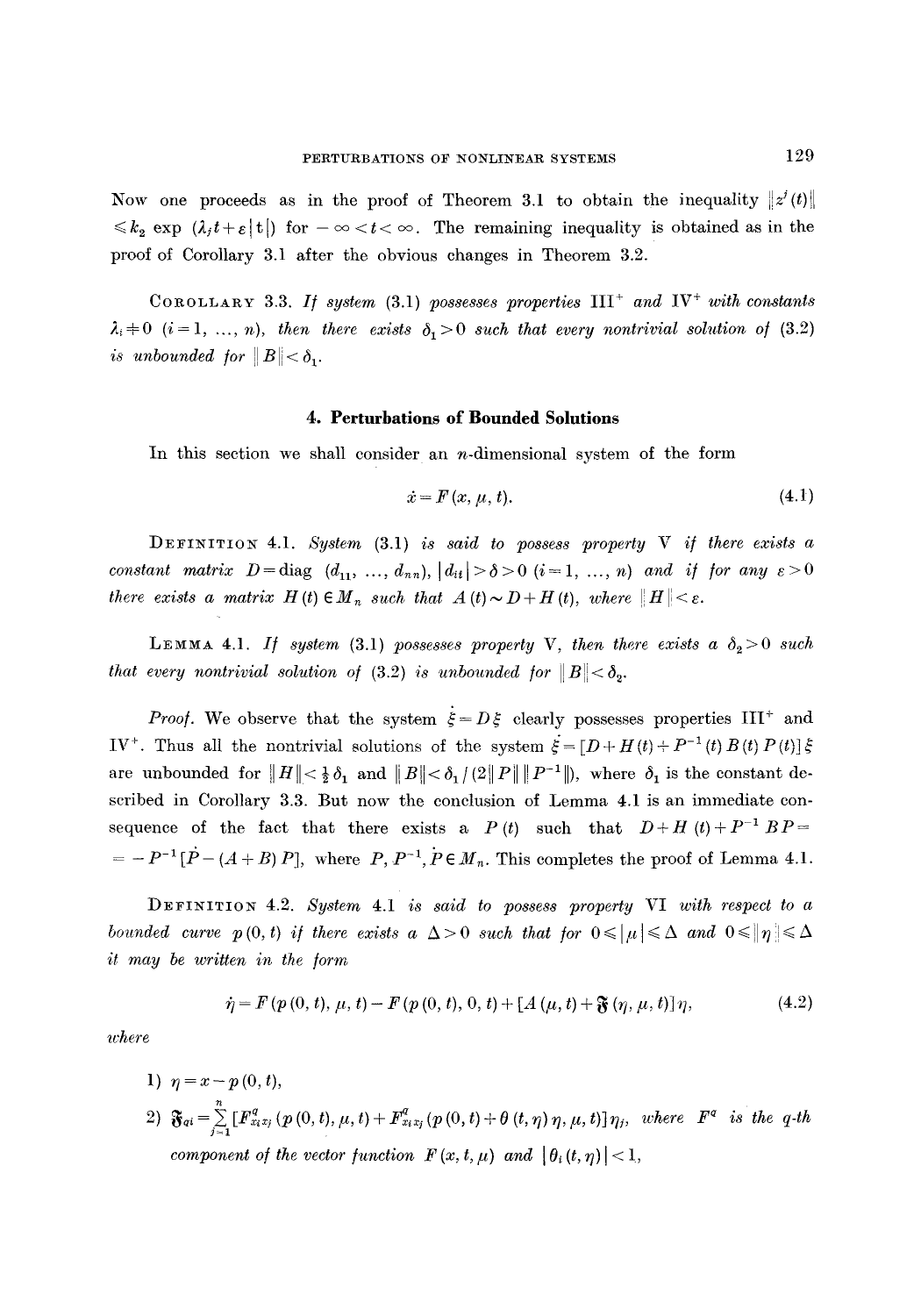Now one proceeds as in the proof of Theorem 3.1 to obtain the inequality $\|z^j(t)\| \leqslant k_2 \exp(\lambda_j t + \varepsilon|t|)$ for $-\infty < t < \infty$. The remaining inequality is obtained as in the proof of Corollary 3.1 after the obvious changes in Theorem 3.2.

COROLLARY 3.3. *If system* (3.1) *possesses properties* $\mathrm{III}^+$ *and* $\mathrm{IV}^+$ *with constants* $\lambda_i \neq 0$ $(i=1, \ldots, n)$, *then there exists* $\delta_1 > 0$ *such that every nontrivial solution of* (3.2) *is unbounded for* $\|B\| < \delta_1$.

## 4. Perturbations of Bounded Solutions

In this section we shall consider an $n$-dimensional system of the form

$$\dot{x} = F(x, \mu, t). \tag{4.1}$$

DEFINITION 4.1. *System* (3.1) *is said to possess property* V *if there exists a constant matrix* $D = \operatorname{diag}(d_{11}, \ldots, d_{nn})$, $|d_{ii}| > \delta > 0$ $(i=1, \ldots, n)$ *and if for any* $\varepsilon > 0$ *there exists a matrix* $H(t) \in M_n$ *such that* $A(t) \sim D + H(t)$, *where* $\|H\| < \varepsilon$.

LEMMA 4.1. *If system* (3.1) *possesses property* V, *then there exists a* $\delta_2 > 0$ *such that every nontrivial solution of* (3.2) *is unbounded for* $\|B\| < \delta_2$.

*Proof*. We observe that the system $\dot{\xi} = D\xi$ clearly possesses properties $\mathrm{III}^+$ and $\mathrm{IV}^+$. Thus all the nontrivial solutions of the system $\dot{\xi} = [D + H(t) + P^{-1}(t) B(t) P(t)]\xi$ are unbounded for $\|H\| < \frac{1}{2}\delta_1$ and $\|B\| < \delta_1 / (2\|P\| \, \|P^{-1}\|)$, where $\delta_1$ is the constant described in Corollary 3.3. But now the conclusion of Lemma 4.1 is an immediate consequence of the fact that there exists a $P(t)$ such that $D + H(t) + P^{-1}BP = -P^{-1}[\dot{P} - (A+B)P]$, where $P, P^{-1}, \dot{P} \in M_n$. This completes the proof of Lemma 4.1.

DEFINITION 4.2. *System* 4.1 *is said to possess property* VI *with respect to a bounded curve* $p(0, t)$ *if there exists a* $\Delta > 0$ *such that for* $0 \leqslant |\mu| \leqslant \Delta$ *and* $0 \leqslant \|\eta\| \leqslant \Delta$ *it may be written in the form*

$$\dot{\eta} = F(p(0, t), \mu, t) - F(p(0, t), 0, t) + [A(\mu, t) + \mathfrak{F}(\eta, \mu, t)]\eta, \tag{4.2}$$

*where*

1) $\eta = x - p(0, t)$,

2) $\mathfrak{F}_{qi} = \sum_{j=1}^{n} [F^q_{x_i x_j}(p(0, t), \mu, t) + F^q_{x_i x_j}(p(0, t) + \theta(t, \eta)\eta, \mu, t)]\eta_j$, *where* $F^q$ *is the* $q$-*th component of the vector function* $F(x, t, \mu)$ *and* $|\theta_i(t, \eta)| < 1$,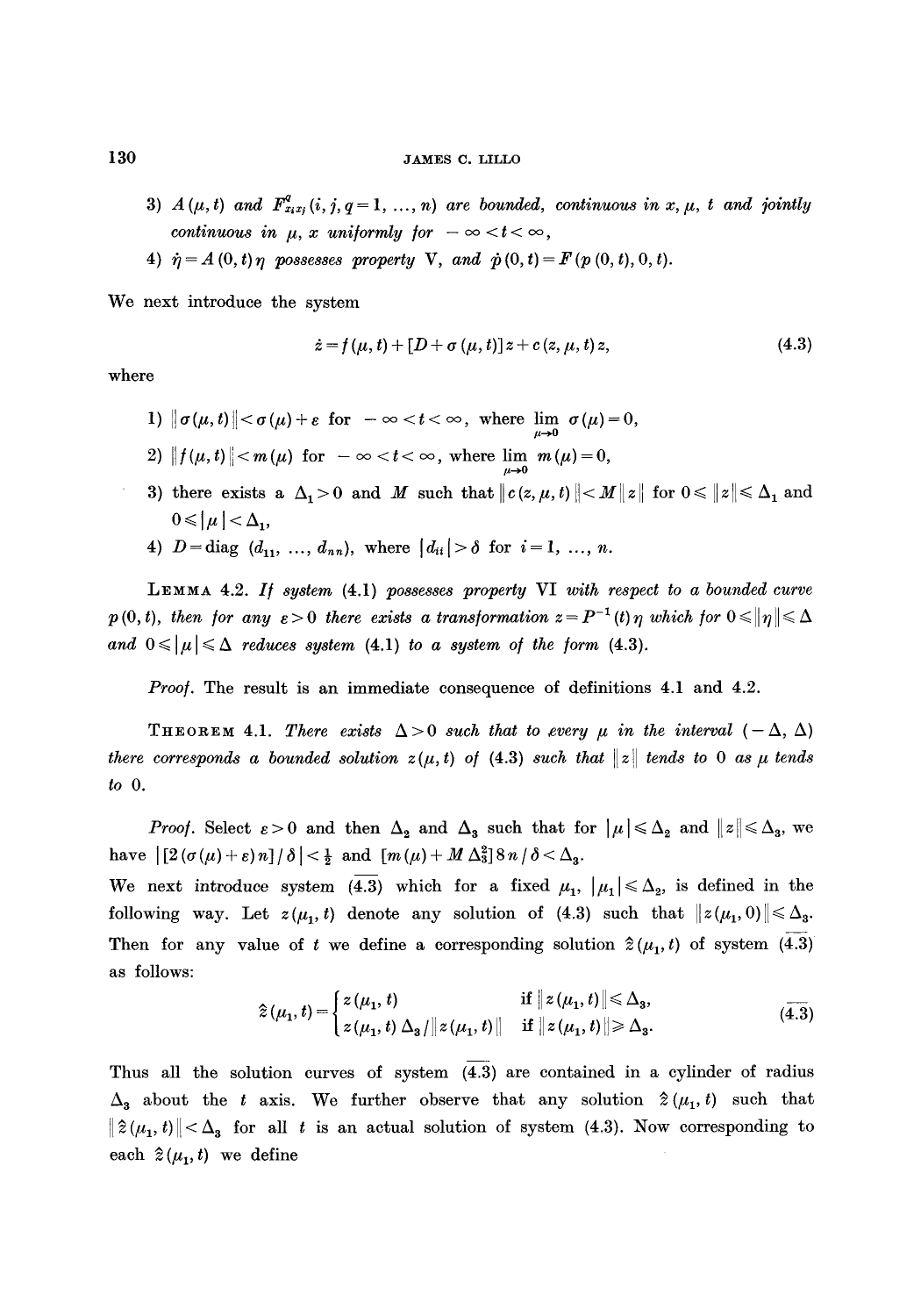3) $A(\mu, t)$ and $F^q_{x_i x_j}$ $(i, j, q = 1, \ldots, n)$ are bounded, continuous in $x, \mu, t$ and jointly continuous in $\mu$, $x$ uniformly for $-\infty < t < \infty$,

4) $\dot{\eta} = A(0, t)\eta$ possesses property V, and $\dot{p}(0, t) = F(p(0, t), 0, t)$.

We next introduce the system

$$\dot{z} = f(\mu, t) + [D + \sigma(\mu, t)]z + c(z, \mu, t)z, \tag{4.3}$$

where

1) $\|\sigma(\mu, t)\| < \sigma(\mu) + \varepsilon$ for $-\infty < t < \infty$, where $\lim_{\mu \to 0} \sigma(\mu) = 0$,

2) $\|f(\mu, t)\| < m(\mu)$ for $-\infty < t < \infty$, where $\lim_{\mu \to 0} m(\mu) = 0$,

3) there exists a $\Delta_1 > 0$ and $M$ such that $\|c(z, \mu, t)\| < M\|z\|$ for $0 \leqslant \|z\| \leqslant \Delta_1$ and $0 \leqslant |\mu| < \Delta_1$,

4) $D = \operatorname{diag}(d_{11}, \ldots, d_{nn})$, where $|d_{ii}| > \delta$ for $i = 1, \ldots, n$.

**Lemma 4.2.** *If system (4.1) possesses property VI with respect to a bounded curve $p(0, t)$, then for any $\varepsilon > 0$ there exists a transformation $z = P^{-1}(t)\eta$ which for $0 \leqslant \|\eta\| \leqslant \Delta$ and $0 \leqslant |\mu| \leqslant \Delta$ reduces system (4.1) to a system of the form (4.3).*

*Proof.* The result is an immediate consequence of definitions 4.1 and 4.2.

**Theorem 4.1.** *There exists $\Delta > 0$ such that to every $\mu$ in the interval $(-\Delta, \Delta)$ there corresponds a bounded solution $z(\mu, t)$ of (4.3) such that $\|z\|$ tends to 0 as $\mu$ tends to 0.*

*Proof.* Select $\varepsilon > 0$ and then $\Delta_2$ and $\Delta_3$ such that for $|\mu| \leqslant \Delta_2$ and $\|z\| \leqslant \Delta_3$, we have $|[2(\sigma(\mu) + \varepsilon)n]/\delta| < \frac{1}{2}$ and $[m(\mu) + M\Delta_3^2]8n/\delta < \Delta_3$.

We next introduce system $(\overline{4.3})$ which for a fixed $\mu_1$, $|\mu_1| \leqslant \Delta_2$, is defined in the following way. Let $z(\mu_1, t)$ denote any solution of (4.3) such that $\|z(\mu_1, 0)\| \leqslant \Delta_3$. Then for any value of $t$ we define a corresponding solution $\hat{z}(\mu_1, t)$ of system $(\overline{4.3})$ as follows:

$$\hat{z}(\mu_1, t) = \begin{cases} z(\mu_1, t) & \text{if } \|z(\mu_1, t)\| \leqslant \Delta_3, \\ z(\mu_1, t)\Delta_3 / \|z(\mu_1, t)\| & \text{if } \|z(\mu_1, t)\| \geqslant \Delta_3. \end{cases} \tag{$\overline{4.3}$}$$

Thus all the solution curves of system $(\overline{4.3})$ are contained in a cylinder of radius $\Delta_3$ about the $t$ axis. We further observe that any solution $\hat{z}(\mu_1, t)$ such that $\|\hat{z}(\mu_1, t)\| < \Delta_3$ for all $t$ is an actual solution of system (4.3). Now corresponding to each $\hat{z}(\mu_1, t)$ we define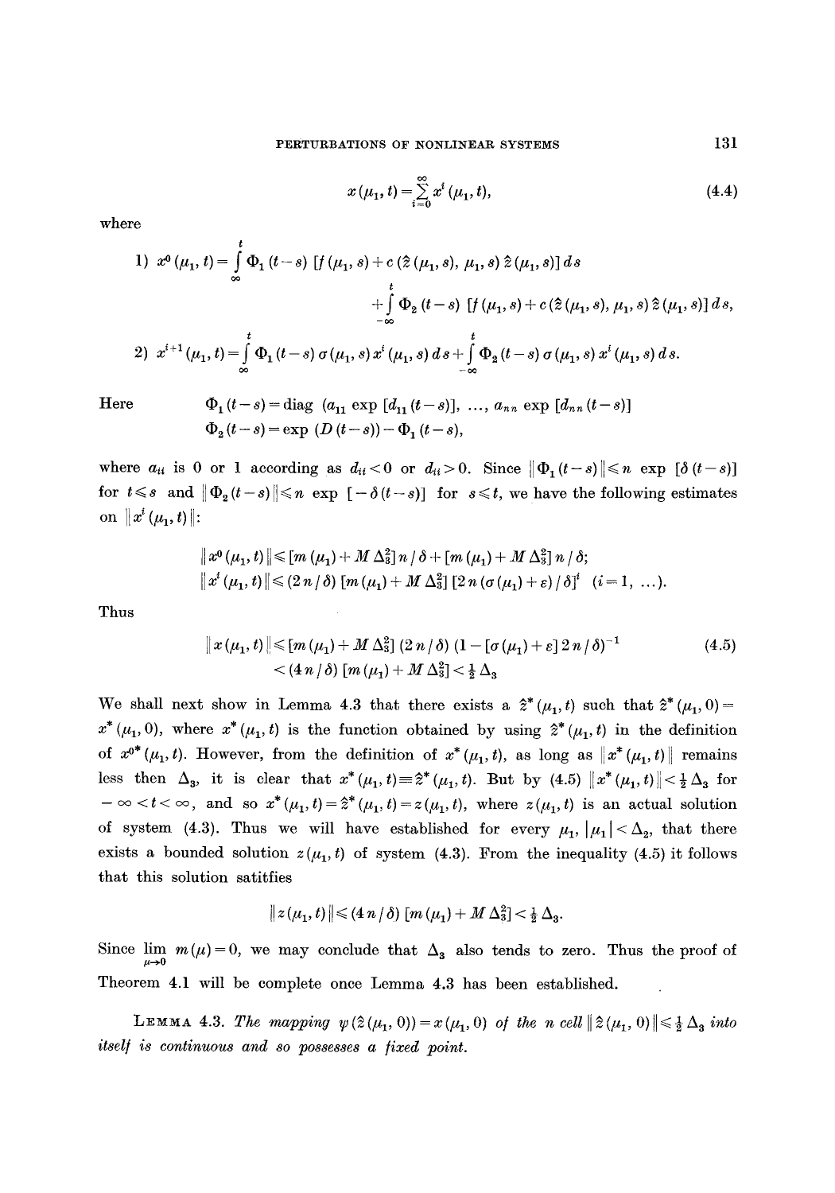$$x(\mu_1, t) = \sum_{i=0}^{\infty} x^i(\mu_1, t), \tag{4.4}$$

where

1) $x^0(\mu_1, t) = \int_{\infty}^{t} \Phi_1(t-s)\,[f(\mu_1, s) + c(\hat{z}(\mu_1, s), \mu_1, s)\,\hat{z}(\mu_1, s)]\,ds$

$$+ \int_{-\infty}^{t} \Phi_2(t-s)\,[f(\mu_1, s) + c(\hat{z}(\mu_1, s), \mu_1, s)\,\hat{z}(\mu_1, s)]\,ds,$$

2) $x^{i+1}(\mu_1, t) = \int_{\infty}^{t} \Phi_1(t-s)\,\sigma(\mu_1, s)\,x^i(\mu_1, s)\,ds + \int_{-\infty}^{t} \Phi_2(t-s)\,\sigma(\mu_1, s)\,x^i(\mu_1, s)\,ds.$

Here
$$\Phi_1(t-s) = \operatorname{diag}\,(a_{11}\exp[d_{11}(t-s)],\ \ldots,\ a_{nn}\exp[d_{nn}(t-s)]$$
$$\Phi_2(t-s) = \exp(D(t-s)) - \Phi_1(t-s),$$

where $a_{ii}$ is 0 or 1 according as $d_{ii} < 0$ or $d_{ii} > 0$. Since $\|\Phi_1(t-s)\| \leq n \exp[\delta(t-s)]$ for $t \leq s$ and $\|\Phi_2(t-s)\| \leq n \exp[-\delta(t-s)]$ for $s \leq t$, we have the following estimates on $\|x^i(\mu_1, t)\|$:

$$\|x^0(\mu_1, t)\| \leq [m(\mu_1) + M\Delta_3^2]\,n/\delta + [m(\mu_1) + M\Delta_3^2]\,n/\delta;$$
$$\|x^i(\mu_1, t)\| \leq (2n/\delta)\,[m(\mu_1) + M\Delta_3^2]\,[2n(\sigma(\mu_1) + \varepsilon)/\delta]^i \quad (i = 1, \ldots).$$

Thus

$$\|x(\mu_1, t)\| \leq [m(\mu_1) + M\Delta_3^2]\,(2n/\delta)\,(1 - [\sigma(\mu_1) + \varepsilon]\,2n/\delta)^{-1} \tag{4.5}$$
$$< (4n/\delta)\,[m(\mu_1) + M\Delta_3^2] < \tfrac{1}{2}\Delta_3$$

We shall next show in Lemma 4.3 that there exists a $\hat{z}^*(\mu_1, t)$ such that $\hat{z}^*(\mu_1, 0) = x^*(\mu_1, 0)$, where $x^*(\mu_1, t)$ is the function obtained by using $\hat{z}^*(\mu_1, t)$ in the definition of $x^{0*}(\mu_1, t)$. However, from the definition of $x^*(\mu_1, t)$, as long as $\|x^*(\mu_1, t)\|$ remains less then $\Delta_3$, it is clear that $x^*(\mu_1, t) \equiv \hat{z}^*(\mu_1, t)$. But by (4.5) $\|x^*(\mu_1, t)\| < \frac{1}{2}\Delta_3$ for $-\infty < t < \infty$, and so $x^*(\mu_1, t) = \hat{z}^*(\mu_1, t) = z(\mu_1, t)$, where $z(\mu_1, t)$ is an actual solution of system (4.3). Thus we will have established for every $\mu_1$, $|\mu_1| < \Delta_2$, that there exists a bounded solution $z(\mu_1, t)$ of system (4.3). From the inequality (4.5) it follows that this solution satitfies

$$\|z(\mu_1, t)\| \leq (4n/\delta)\,[m(\mu_1) + M\Delta_3^2] < \tfrac{1}{2}\Delta_3.$$

Since $\lim_{\mu \to 0} m(\mu) = 0$, we may conclude that $\Delta_3$ also tends to zero. Thus the proof of Theorem 4.1 will be complete once Lemma 4.3 has been established.

Lemma 4.3. *The mapping $\psi(\hat{z}(\mu_1, 0)) = x(\mu_1, 0)$ of the $n$ cell $\|\hat{z}(\mu_1, 0)\| \leq \frac{1}{2}\Delta_3$ into itself is continuous and so possesses a fixed point.*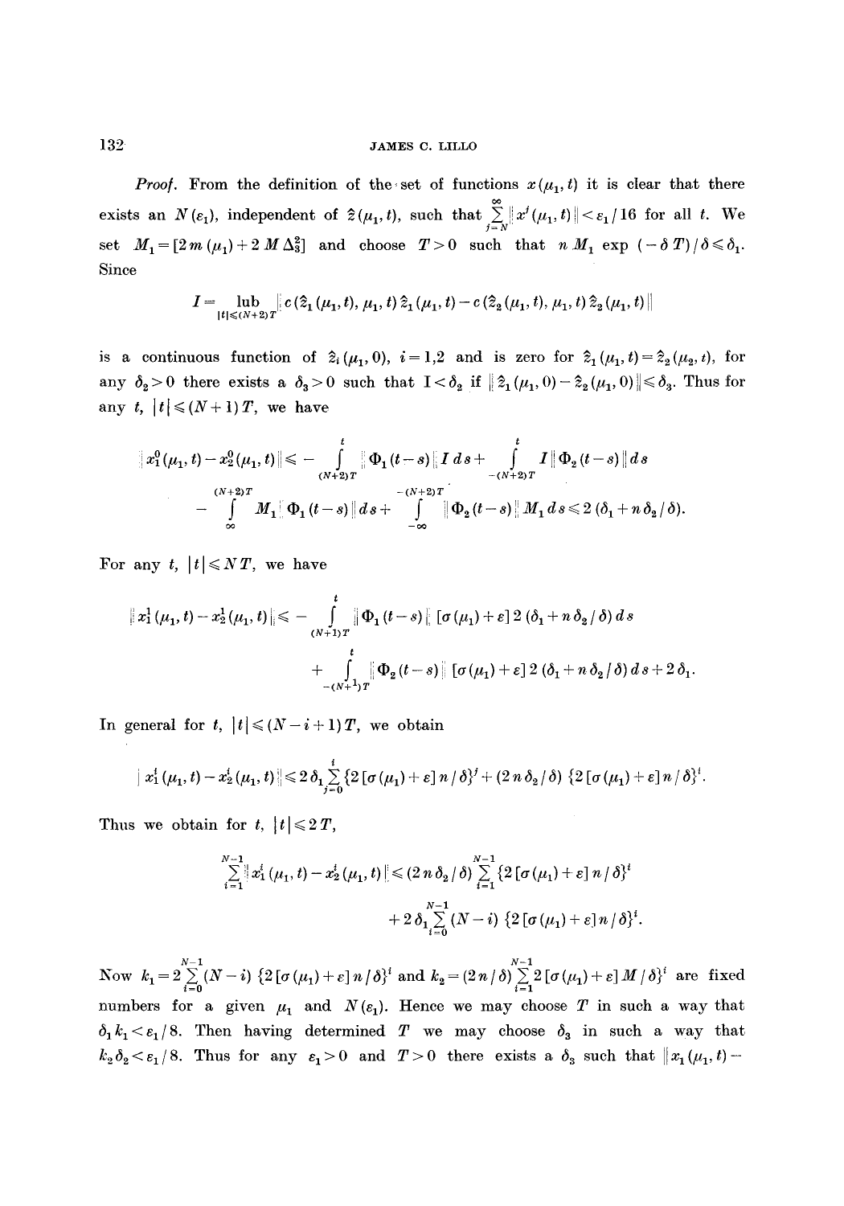*Proof.* From the definition of the set of functions $x(\mu_1, t)$ it is clear that there exists an $N(\varepsilon_1)$, independent of $\hat{z}(\mu_1, t)$, such that $\sum_{j=N}^{\infty} \|x^j(\mu_1, t)\| < \varepsilon_1/16$ for all $t$. We set $M_1 = [2m(\mu_1) + 2M\Delta_3^2]$ and choose $T > 0$ such that $n M_1 \exp(-\delta T)/\delta \leqslant \delta_1$. Since

$$I = \operatorname*{lub}_{|t| \leqslant (N+2)T} \| c(\hat{z}_1(\mu_1, t), \mu_1, t)\hat{z}_1(\mu_1, t) - c(\hat{z}_2(\mu_1, t), \mu_1, t)\hat{z}_2(\mu_1, t)\|$$

is a continuous function of $\hat{z}_i(\mu_1, 0)$, $i = 1,2$ and is zero for $\hat{z}_1(\mu_1, t) = \hat{z}_2(\mu_2, t)$, for any $\delta_2 > 0$ there exists a $\delta_3 > 0$ such that $I < \delta_2$ if $\|\hat{z}_1(\mu_1, 0) - \hat{z}_2(\mu_1, 0)\| \leqslant \delta_3$. Thus for any $t$, $|t| \leqslant (N+1)T$, we have

$$\|x_1^0(\mu_1, t) - x_2^0(\mu_1, t)\| \leqslant - \int_{(N+2)T}^{t} \|\Phi_1(t-s)\| I\, ds + \int_{-(N+2)T}^{t} I \|\Phi_2(t-s)\| ds$$

$$- \int_{\infty}^{(N+2)T} M_1 \|\Phi_1(t-s)\| ds + \int_{-\infty}^{-(N+2)T} \|\Phi_2(t-s)\| M_1\, ds \leqslant 2(\delta_1 + n\delta_2/\delta).$$

For any $t$, $|t| \leqslant NT$, we have

$$\|x_1^1(\mu_1, t) - x_2^1(\mu_1, t)\| \leqslant - \int_{(N+1)T}^{t} \|\Phi_1(t-s)\| [\sigma(\mu_1) + \varepsilon] 2(\delta_1 + n\delta_2/\delta)\, ds$$

$$+ \int_{-(N+1)T}^{t} \|\Phi_2(t-s)\| [\sigma(\mu_1) + \varepsilon] 2(\delta_1 + n\delta_2/\delta)\, ds + 2\delta_1.$$

In general for $t$, $|t| \leqslant (N-i+1)T$, we obtain

$$\|x_1^i(\mu_1, t) - x_2^i(\mu_1, t)\| \leqslant 2\delta_1 \sum_{j=0}^{i} \{2[\sigma(\mu_1) + \varepsilon] n/\delta\}^j + (2n\delta_2/\delta)\{2[\sigma(\mu_1) + \varepsilon] n/\delta\}^i.$$

Thus we obtain for $t$, $|t| \leqslant 2T$,

$$\sum_{i=1}^{N-1} \|x_1^i(\mu_1, t) - x_2^i(\mu_1, t)\| \leqslant (2n\delta_2/\delta) \sum_{i=1}^{N-1} \{2[\sigma(\mu_1) + \varepsilon] n/\delta\}^i$$

$$+ 2\delta_1 \sum_{i=0}^{N-1} (N-i)\{2[\sigma(\mu_1) + \varepsilon] n/\delta\}^i.$$

Now $k_1 = 2\sum_{i=0}^{N-1} (N-i)\{2[\sigma(\mu_1) + \varepsilon] n/\delta\}^i$ and $k_2 = (2n/\delta)\sum_{i=1}^{N-1} 2[\sigma(\mu_1) + \varepsilon] M/\delta\}^i$ are fixed numbers for a given $\mu_1$ and $N(\varepsilon_1)$. Hence we may choose $T$ in such a way that $\delta_1 k_1 < \varepsilon_1/8$. Then having determined $T$ we may choose $\delta_3$ in such a way that $k_2 \delta_2 < \varepsilon_1/8$. Thus for any $\varepsilon_1 > 0$ and $T > 0$ there exists a $\delta_3$ such that $\|x_1(\mu_1, t) -$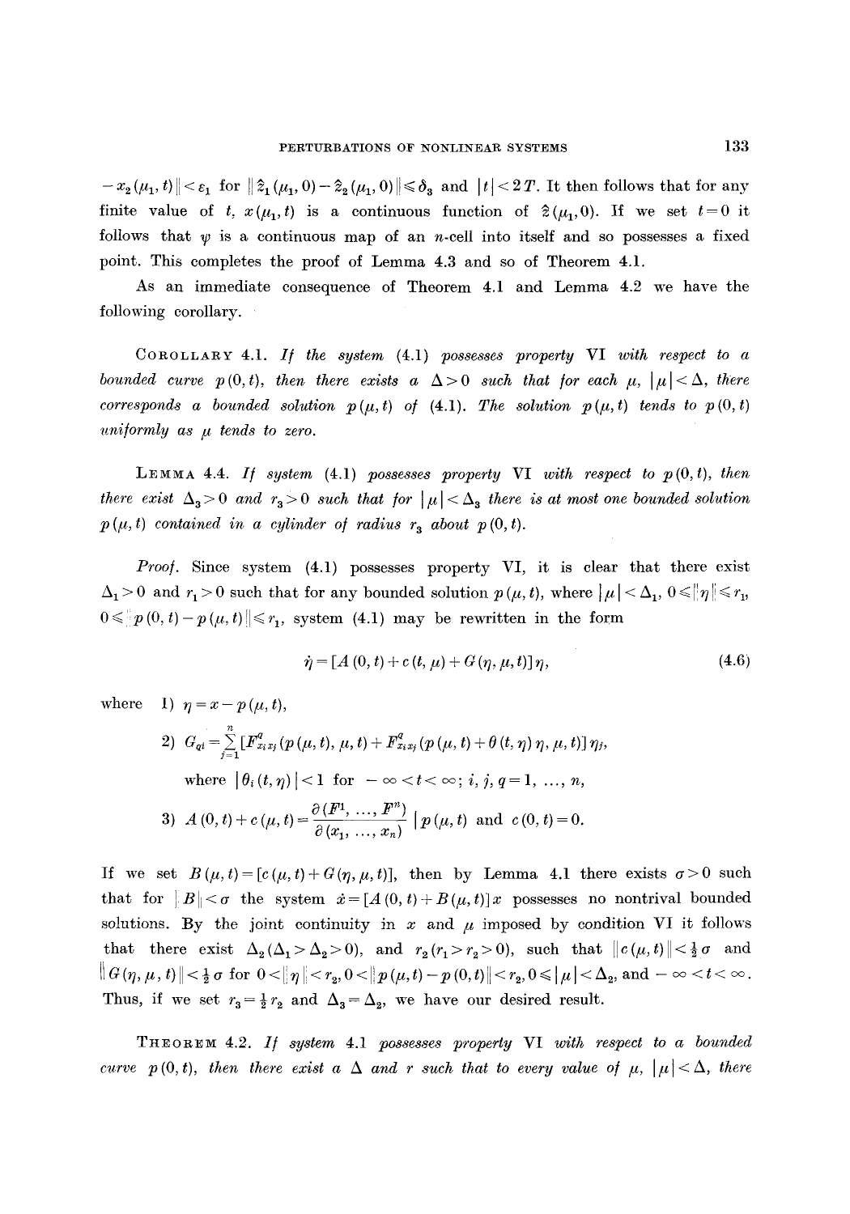$-x_2(\mu_1, t)\| < \varepsilon_1$ for $\|\hat{z}_1(\mu_1, 0) - \hat{z}_2(\mu_1, 0)\| \leqslant \delta_3$ and $|t| < 2T$. It then follows that for any finite value of $t$, $x(\mu_1, t)$ is a continuous function of $\hat{z}(\mu_1, 0)$. If we set $t = 0$ it follows that $\psi$ is a continuous map of an $n$-cell into itself and so possesses a fixed point. This completes the proof of Lemma 4.3 and so of Theorem 4.1.

As an immediate consequence of Theorem 4.1 and Lemma 4.2 we have the following corollary.

COROLLARY 4.1. *If the system* (4.1) *possesses property* VI *with respect to a bounded curve* $p(0, t)$, *then there exists a* $\Delta > 0$ *such that for each* $\mu$, $|\mu| < \Delta$, *there corresponds a bounded solution* $p(\mu, t)$ *of* (4.1). *The solution* $p(\mu, t)$ *tends to* $p(0, t)$ *uniformly as* $\mu$ *tends to zero.*

LEMMA 4.4. *If system* (4.1) *possesses property* VI *with respect to* $p(0, t)$, *then there exist* $\Delta_3 > 0$ *and* $r_3 > 0$ *such that for* $|\mu| < \Delta_3$ *there is at most one bounded solution* $p(\mu, t)$ *contained in a cylinder of radius* $r_3$ *about* $p(0, t)$.

*Proof.* Since system (4.1) possesses property VI, it is clear that there exist $\Delta_1 > 0$ and $r_1 > 0$ such that for any bounded solution $p(\mu, t)$, where $|\mu| < \Delta_1$, $0 \leqslant \|\eta\| \leqslant r_1$, $0 \leqslant \|p(0, t) - p(\mu, t)\| \leqslant r_1$, system (4.1) may be rewritten in the form

$$\dot{\eta} = [A(0, t) + c(t, \mu) + G(\eta, \mu, t)]\eta, \tag{4.6}$$

where 1) $\eta = x - p(\mu, t)$,

2) $G_{qi} = \sum_{j=1}^{n} [F^q_{x_i x_j}(p(\mu, t), \mu, t) + F^q_{x_i x_j}(p(\mu, t) + \theta(t, \eta)\eta, \mu, t)]\eta_j$,

where $|\theta_i(t, \eta)| < 1$ for $-\infty < t < \infty$; $i, j, q = 1, \ldots, n$,

3) $A(0, t) + c(\mu, t) = \dfrac{\partial(F^1, \ldots, F^n)}{\partial(x_1, \ldots, x_n)} \,|\, p(\mu, t)$ and $c(0, t) = 0$.

If we set $B(\mu, t) = [c(\mu, t) + G(\eta, \mu, t)]$, then by Lemma 4.1 there exists $\sigma > 0$ such that for $\|B\| < \sigma$ the system $\dot{x} = [A(0, t) + B(\mu, t)]x$ possesses no nontrival bounded solutions. By the joint continuity in $x$ and $\mu$ imposed by condition VI it follows that there exist $\Delta_2$ $(\Delta_1 > \Delta_2 > 0)$, and $r_2$ $(r_1 > r_2 > 0)$, such that $\|c(\mu, t)\| < \frac{1}{2}\sigma$ and $\|G(\eta, \mu, t)\| < \frac{1}{2}\sigma$ for $0 < \|\eta\| < r_2$, $0 < \|p(\mu, t) - p(0, t)\| < r_2$, $0 \leqslant |\mu| < \Delta_2$, and $-\infty < t < \infty$. Thus, if we set $r_3 = \frac{1}{2}r_2$ and $\Delta_3 = \Delta_2$, we have our desired result.

THEOREM 4.2. *If system* 4.1 *possesses property* VI *with respect to a bounded curve* $p(0, t)$, *then there exist a* $\Delta$ *and* $r$ *such that to every value of* $\mu$, $|\mu| < \Delta$, *there*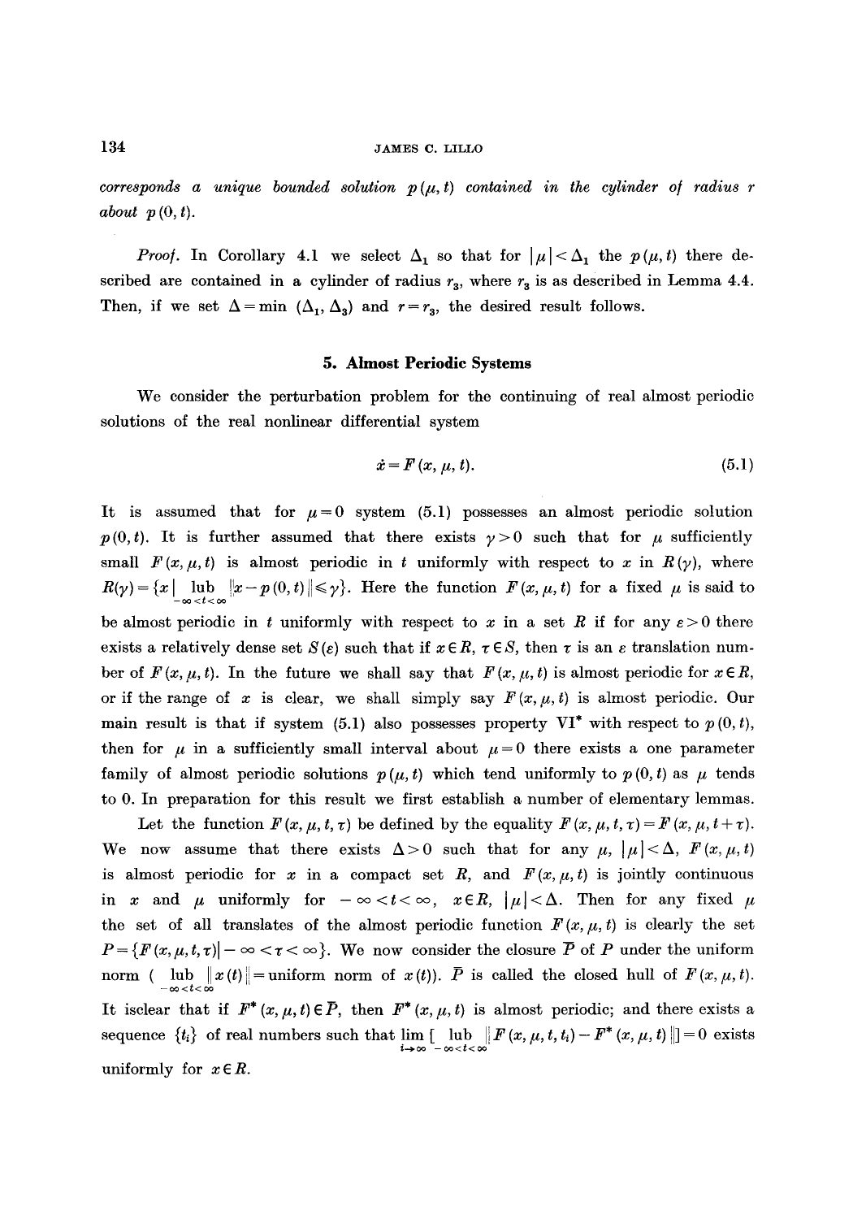*corresponds a unique bounded solution $p(\mu, t)$ contained in the cylinder of radius $r$ about $p(0, t)$.*

*Proof.* In Corollary 4.1 we select $\Delta_1$ so that for $|\mu| < \Delta_1$ the $p(\mu, t)$ there described are contained in a cylinder of radius $r_3$, where $r_3$ is as described in Lemma 4.4. Then, if we set $\Delta = \min(\Delta_1, \Delta_3)$ and $r = r_3$, the desired result follows.

## 5. Almost Periodic Systems

We consider the perturbation problem for the continuing of real almost periodic solutions of the real nonlinear differential system

$$\dot{x} = F(x, \mu, t). \tag{5.1}$$

It is assumed that for $\mu = 0$ system (5.1) possesses an almost periodic solution $p(0, t)$. It is further assumed that there exists $\gamma > 0$ such that for $\mu$ sufficiently small $F(x, \mu, t)$ is almost periodic in $t$ uniformly with respect to $x$ in $R(\gamma)$, where $R(\gamma) = \{x \mid \operatorname{lub}_{-\infty<t<\infty} \|x - p(0, t)\| \leq \gamma\}$. Here the function $F(x, \mu, t)$ for a fixed $\mu$ is said to be almost periodic in $t$ uniformly with respect to $x$ in a set $R$ if for any $\varepsilon > 0$ there exists a relatively dense set $S(\varepsilon)$ such that if $x \in R$, $\tau \in S$, then $\tau$ is an $\varepsilon$ translation number of $F(x, \mu, t)$. In the future we shall say that $F(x, \mu, t)$ is almost periodic for $x \in R$, or if the range of $x$ is clear, we shall simply say $F(x, \mu, t)$ is almost periodic. Our main result is that if system (5.1) also possesses property VI* with respect to $p(0, t)$, then for $\mu$ in a sufficiently small interval about $\mu = 0$ there exists a one parameter family of almost periodic solutions $p(\mu, t)$ which tend uniformly to $p(0, t)$ as $\mu$ tends to 0. In preparation for this result we first establish a number of elementary lemmas.

Let the function $F(x, \mu, t, \tau)$ be defined by the equality $F(x, \mu, t, \tau) = F(x, \mu, t + \tau)$. We now assume that there exists $\Delta > 0$ such that for any $\mu$, $|\mu| < \Delta$, $F(x, \mu, t)$ is almost periodic for $x$ in a compact set $R$, and $F(x, \mu, t)$ is jointly continuous in $x$ and $\mu$ uniformly for $-\infty < t < \infty$, $x \in R$, $|\mu| < \Delta$. Then for any fixed $\mu$ the set of all translates of the almost periodic function $F(x, \mu, t)$ is clearly the set $P = \{F(x, \mu, t, \tau) \mid -\infty < \tau < \infty\}$. We now consider the closure $\bar{P}$ of $P$ under the uniform norm ($\operatorname{lub}_{-\infty<t<\infty} \|x(t)\| =$ uniform norm of $x(t)$). $\bar{P}$ is called the closed hull of $F(x, \mu, t)$. It isclear that if $F^*(x, \mu, t) \in \bar{P}$, then $F^*(x, \mu, t)$ is almost periodic; and there exists a sequence $\{t_i\}$ of real numbers such that $\lim_{i \to \infty} [\operatorname{lub}_{-\infty<t<\infty} \|F(x, \mu, t, t_i) - F^*(x, \mu, t)\|] = 0$ exists uniformly for $x \in R$.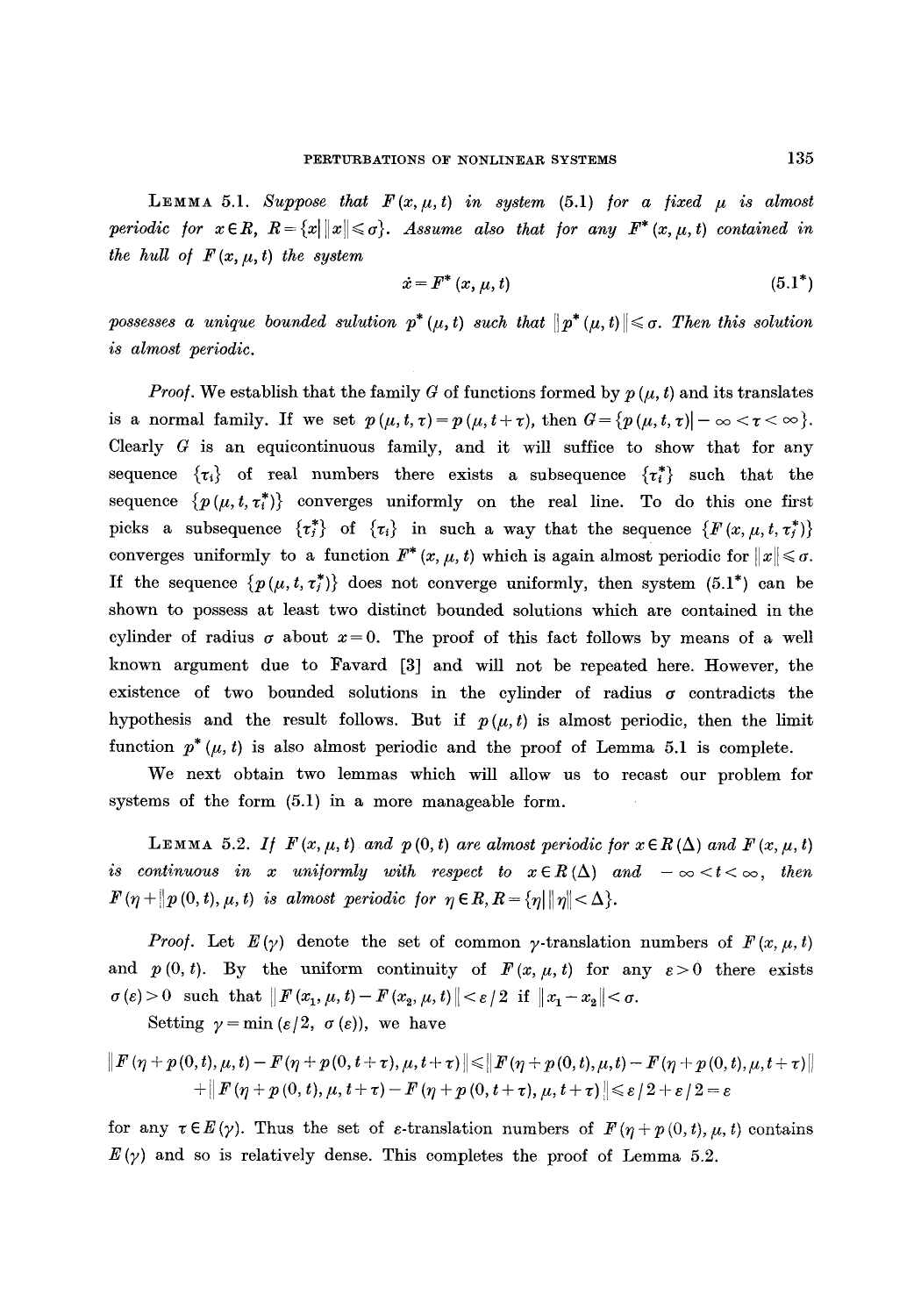**Lemma 5.1.** *Suppose that $F(x, \mu, t)$ in system (5.1) for a fixed $\mu$ is almost periodic for $x \in R$, $R = \{x | \|x\| \leqslant \sigma\}$. Assume also that for any $F^*(x, \mu, t)$ contained in the hull of $F(x, \mu, t)$ the system*

$$\dot{x} = F^*(x, \mu, t) \tag{5.1*}$$

*possesses a unique bounded sulution $p^*(\mu, t)$ such that $\|p^*(\mu, t)\| \leqslant \sigma$. Then this solution is almost periodic.*

*Proof.* We establish that the family $G$ of functions formed by $p(\mu, t)$ and its translates is a normal family. If we set $p(\mu, t, \tau) = p(\mu, t + \tau)$, then $G = \{p(\mu, t, \tau) | -\infty < \tau < \infty\}$. Clearly $G$ is an equicontinuous family, and it will suffice to show that for any sequence $\{\tau_i\}$ of real numbers there exists a subsequence $\{\tau_i^*\}$ such that the sequence $\{p(\mu, t, \tau_i^*)\}$ converges uniformly on the real line. To do this one first picks a subsequence $\{\tau_j^*\}$ of $\{\tau_i\}$ in such a way that the sequence $\{F(x, \mu, t, \tau_j^*)\}$ converges uniformly to a function $F^*(x, \mu, t)$ which is again almost periodic for $\|x\| \leqslant \sigma$. If the sequence $\{p(\mu, t, \tau_j^*)\}$ does not converge uniformly, then system (5.1*) can be shown to possess at least two distinct bounded solutions which are contained in the cylinder of radius $\sigma$ about $x = 0$. The proof of this fact follows by means of a well known argument due to Favard [3] and will not be repeated here. However, the existence of two bounded solutions in the cylinder of radius $\sigma$ contradicts the hypothesis and the result follows. But if $p(\mu, t)$ is almost periodic, then the limit function $p^*(\mu, t)$ is also almost periodic and the proof of Lemma 5.1 is complete.

We next obtain two lemmas which will allow us to recast our problem for systems of the form (5.1) in a more manageable form.

**Lemma 5.2.** *If $F(x, \mu, t)$ and $p(0, t)$ are almost periodic for $x \in R(\Delta)$ and $F(x, \mu, t)$ is continuous in $x$ uniformly with respect to $x \in R(\Delta)$ and $-\infty < t < \infty$, then $F(\eta + \|p(0, t), \mu, t)$ is almost periodic for $\eta \in R, R = \{\eta | \|\eta\| < \Delta\}$.*

*Proof.* Let $E(\gamma)$ denote the set of common $\gamma$-translation numbers of $F(x, \mu, t)$ and $p(0, t)$. By the uniform continuity of $F(x, \mu, t)$ for any $\varepsilon > 0$ there exists $\sigma(\varepsilon) > 0$ such that $\|F(x_1, \mu, t) - F(x_2, \mu, t)\| < \varepsilon / 2$ if $\|x_1 - x_2\| < \sigma$.

Setting $\gamma = \min(\varepsilon/2, \sigma(\varepsilon))$, we have

$$\begin{aligned}\|F(\eta + p(0, t), \mu, t) - F(\eta + p(0, t + \tau), \mu, t + \tau)\| &\leqslant \|F(\eta + p(0, t), \mu, t) - F(\eta + p(0, t), \mu, t + \tau)\| \\ &+ \|F(\eta + p(0, t), \mu, t + \tau) - F(\eta + p(0, t + \tau), \mu, t + \tau)\| \leqslant \varepsilon / 2 + \varepsilon / 2 = \varepsilon\end{aligned}$$

for any $\tau \in E(\gamma)$. Thus the set of $\varepsilon$-translation numbers of $F(\eta + p(0, t), \mu, t)$ contains $E(\gamma)$ and so is relatively dense. This completes the proof of Lemma 5.2.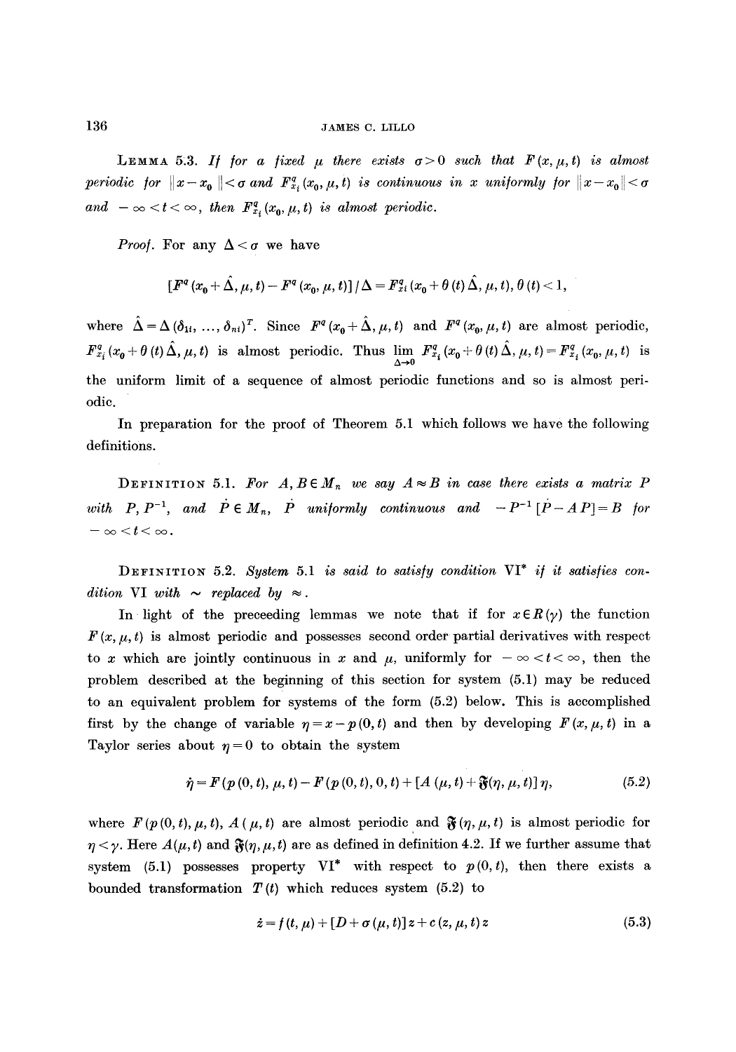**Lemma 5.3.** *If for a fixed $\mu$ there exists $\sigma > 0$ such that $F(x, \mu, t)$ is almost periodic for $\|x - x_0\| < \sigma$ and $F^q_{x_i}(x_0, \mu, t)$ is continuous in $x$ uniformly for $\|x - x_0\| < \sigma$ and $-\infty < t < \infty$, then $F^q_{x_i}(x_0, \mu, t)$ is almost periodic.*

*Proof.* For any $\Delta < \sigma$ we have

$$[F^q(x_0 + \hat{\Delta}, \mu, t) - F^q(x_0, \mu, t)] / \Delta = F^q_{xi}(x_0 + \theta(t)\hat{\Delta}, \mu, t), \, \theta(t) < 1,$$

where $\hat{\Delta} = \Delta(\delta_{1i}, \ldots, \delta_{ni})^T$. Since $F^q(x_0 + \hat{\Delta}, \mu, t)$ and $F^q(x_0, \mu, t)$ are almost periodic, $F^q_{x_i}(x_0 + \theta(t)\hat{\Delta}, \mu, t)$ is almost periodic. Thus $\lim_{\Delta \to 0} F^q_{x_i}(x_0 + \theta(t)\hat{\Delta}, \mu, t) = F^q_{x_i}(x_0, \mu, t)$ is the uniform limit of a sequence of almost periodic functions and so is almost periodic.

In preparation for the proof of Theorem 5.1 which follows we have the following definitions.

**Definition 5.1.** *For $A, B \in M_n$ we say $A \approx B$ in case there exists a matrix $P$ with $P, P^{-1}$, and $\dot{P} \in M_n$, $\dot{P}$ uniformly continuous and $-P^{-1}[\dot{P} - AP] = B$ for $-\infty < t < \infty$.*

**Definition 5.2.** *System 5.1 is said to satisfy condition VI\* if it satisfies condition VI with $\sim$ replaced by $\approx$.*

In light of the preceeding lemmas we note that if for $x \in R(\gamma)$ the function $F(x, \mu, t)$ is almost periodic and possesses second order partial derivatives with respect to $x$ which are jointly continuous in $x$ and $\mu$, uniformly for $-\infty < t < \infty$, then the problem described at the beginning of this section for system (5.1) may be reduced to an equivalent problem for systems of the form (5.2) below. This is accomplished first by the change of variable $\eta = x - p(0, t)$ and then by developing $F(x, \mu, t)$ in a Taylor series about $\eta = 0$ to obtain the system

$$\dot{\eta} = F(p(0, t), \mu, t) - F(p(0, t), 0, t) + [A(\mu, t) + \mathfrak{F}(\eta, \mu, t)]\eta, \tag{5.2}$$

where $F(p(0, t), \mu, t)$, $A(\mu, t)$ are almost periodic and $\mathfrak{F}(\eta, \mu, t)$ is almost periodic for $\eta < \gamma$. Here $A(\mu, t)$ and $\mathfrak{F}(\eta, \mu, t)$ are as defined in definition 4.2. If we further assume that system (5.1) possesses property VI\* with respect to $p(0, t)$, then there exists a bounded transformation $T(t)$ which reduces system (5.2) to

$$\dot{z} = f(t, \mu) + [D + \sigma(\mu, t)]z + c(z, \mu, t)z \tag{5.3}$$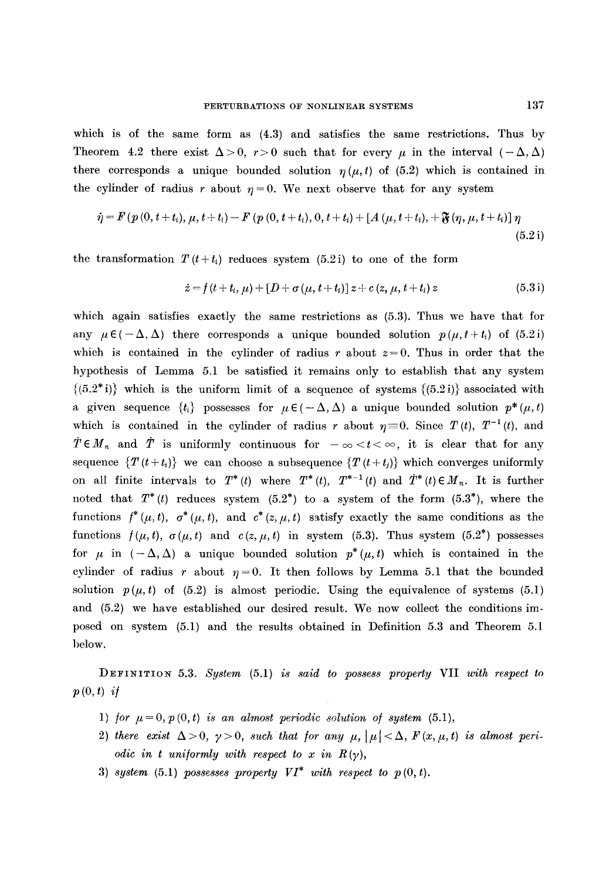which is of the same form as (4.3) and satisfies the same restrictions. Thus by Theorem 4.2 there exist $\Delta > 0$, $r > 0$ such that for every $\mu$ in the interval $(-\Delta, \Delta)$ there corresponds a unique bounded solution $\eta(\mu, t)$ of (5.2) which is contained in the cylinder of radius $r$ about $\eta = 0$. We next observe that for any system

$$\dot{\eta} = F(p(0, t+t_i), \mu, t+t_i) - F(p(0, t+t_i), 0, t+t_i) + [A(\mu, t+t_i), + \mathfrak{F}(\eta, \mu, t+t_i)]\,\eta \tag{5.2 i}$$

the transformation $T(t+t_i)$ reduces system (5.2 i) to one of the form

$$\dot{z} = f(t+t_i, \mu) + [D + \sigma(\mu, t+t_i)]\,z + c(z, \mu, t+t_i)\,z \tag{5.3 i}$$

which again satisfies exactly the same restrictions as (5.3). Thus we have that for any $\mu \in (-\Delta, \Delta)$ there corresponds a unique bounded solution $p(\mu, t+t_i)$ of (5.2 i) which is contained in the cylinder of radius $r$ about $z = 0$. Thus in order that the hypothesis of Lemma 5.1 be satisfied it remains only to establish that any system $\{(5.2^* \text{i})\}$ which is the uniform limit of a sequence of systems $\{(5.2 \text{i})\}$ associated with a given sequence $\{t_i\}$ possesses for $\mu \in (-\Delta, \Delta)$ a unique bounded solution $p^*(\mu, t)$ which is contained in the cylinder of radius $r$ about $\eta \equiv 0$. Since $T(t)$, $T^{-1}(t)$, and $\dot{T} \in M_n$ and $\dot{T}$ is uniformly continuous for $-\infty < t < \infty$, it is clear that for any sequence $\{T(t+t_i)\}$ we can choose a subsequence $\{T(t+t_j)\}$ which converges uniformly on all finite intervals to $T^*(t)$ where $T^*(t)$, $T^{*-1}(t)$ and $\dot{T}^*(t) \in M_n$. It is further noted that $T^*(t)$ reduces system $(5.2^*)$ to a system of the form $(5.3^*)$, where the functions $f^*(\mu, t)$, $\sigma^*(\mu, t)$, and $c^*(z, \mu, t)$ satisfy exactly the same conditions as the functions $f(\mu, t)$, $\sigma(\mu, t)$ and $c(z, \mu, t)$ in system (5.3). Thus system $(5.2^*)$ possesses for $\mu$ in $(-\Delta, \Delta)$ a unique bounded solution $p^*(\mu, t)$ which is contained in the cylinder of radius $r$ about $\eta = 0$. It then follows by Lemma 5.1 that the bounded solution $p(\mu, t)$ of (5.2) is almost periodic. Using the equivalence of systems (5.1) and (5.2) we have established our desired result. We now collect the conditions imposed on system (5.1) and the results obtained in Definition 5.3 and Theorem 5.1 below.

**Definition 5.3.** *System (5.1) is said to possess property VII with respect to $p(0, t)$ if*

1) *for $\mu = 0$, $p(0, t)$ is an almost periodic solution of system (5.1),*
2) *there exist $\Delta > 0$, $\gamma > 0$, such that for any $\mu$, $|\mu| < \Delta$, $F(x, \mu, t)$ is almost periodic in $t$ uniformly with respect to $x$ in $R(\gamma)$,*
3) *system (5.1) possesses property VI\* with respect to $p(0, t)$.*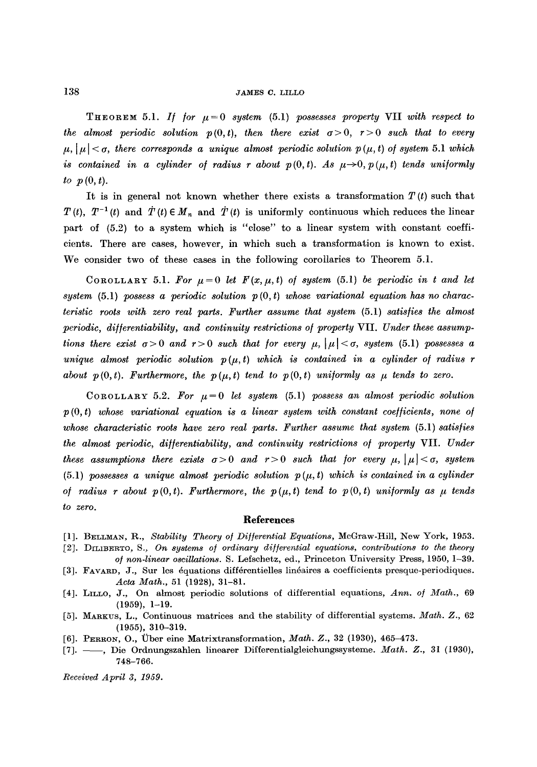**Theorem 5.1.** *If for $\mu = 0$ system (5.1) possesses property VII with respect to the almost periodic solution $p(0, t)$, then there exist $\sigma > 0$, $r > 0$ such that to every $\mu$, $|\mu| < \sigma$, there corresponds a unique almost periodic solution $p(\mu, t)$ of system 5.1 which is contained in a cylinder of radius $r$ about $p(0, t)$. As $\mu \to 0$, $p(\mu, t)$ tends uniformly to $p(0, t)$.*

It is in general not known whether there exists a transformation $T(t)$ such that $T(t)$, $T^{-1}(t)$ and $\dot{T}(t) \in M_n$ and $\dot{T}(t)$ is uniformly continuous which reduces the linear part of (5.2) to a system which is "close" to a linear system with constant coefficients. There are cases, however, in which such a transformation is known to exist. We consider two of these cases in the following corollaries to Theorem 5.1.

**Corollary 5.1.** *For $\mu = 0$ let $F(x, \mu, t)$ of system (5.1) be periodic in $t$ and let system (5.1) possess a periodic solution $p(0, t)$ whose variational equation has no characteristic roots with zero real parts. Further assume that system (5.1) satisfies the almost periodic, differentiability, and continuity restrictions of property VII. Under these assumptions there exist $\sigma > 0$ and $r > 0$ such that for every $\mu$, $|\mu| < \sigma$, system (5.1) possesses a unique almost periodic solution $p(\mu, t)$ which is contained in a cylinder of radius $r$ about $p(0, t)$. Furthermore, the $p(\mu, t)$ tend to $p(0, t)$ uniformly as $\mu$ tends to zero.*

**Corollary 5.2.** *For $\mu = 0$ let system (5.1) possess an almost periodic solution $p(0, t)$ whose variational equation is a linear system with constant coefficients, none of whose characteristic roots have zero real parts. Further assume that system (5.1) satisfies the almost periodic, differentiability, and continuity restrictions of property VII. Under these assumptions there exists $\sigma > 0$ and $r > 0$ such that for every $\mu$, $|\mu| < \sigma$, system (5.1) possesses a unique almost periodic solution $p(\mu, t)$ which is contained in a cylinder of radius $r$ about $p(0, t)$. Furthermore, the $p(\mu, t)$ tend to $p(0, t)$ uniformly as $\mu$ tends to zero.*

## References

[1]. Bellman, R., *Stability Theory of Differential Equations*, McGraw-Hill, New York, 1953.

[2]. DiLiberto, S., *On systems of ordinary differential equations, contributions to the theory of non-linear oscillations*. S. Lefschetz, ed., Princeton University Press, 1950, 1–39.

[3]. Favard, J., Sur les équations différentielles linéaires a coefficients presque-periodiques. *Acta Math.*, 51 (1928), 31–81.

[4]. Lillo, J., On almost periodic solutions of differential equations, *Ann. of Math.*, 69 (1959), 1–19.

[5]. Markus, L., Continuous matrices and the stability of differential systems. *Math. Z.*, 62 (1955), 310–319.

[6]. Perron, O., Über eine Matrixtransformation, *Math. Z.*, 32 (1930), 465–473.

[7]. ——, Die Ordnungszahlen linearer Differentialgleichungssysteme. *Math. Z.*, 31 (1930), 748–766.

*Received April 3, 1959.*